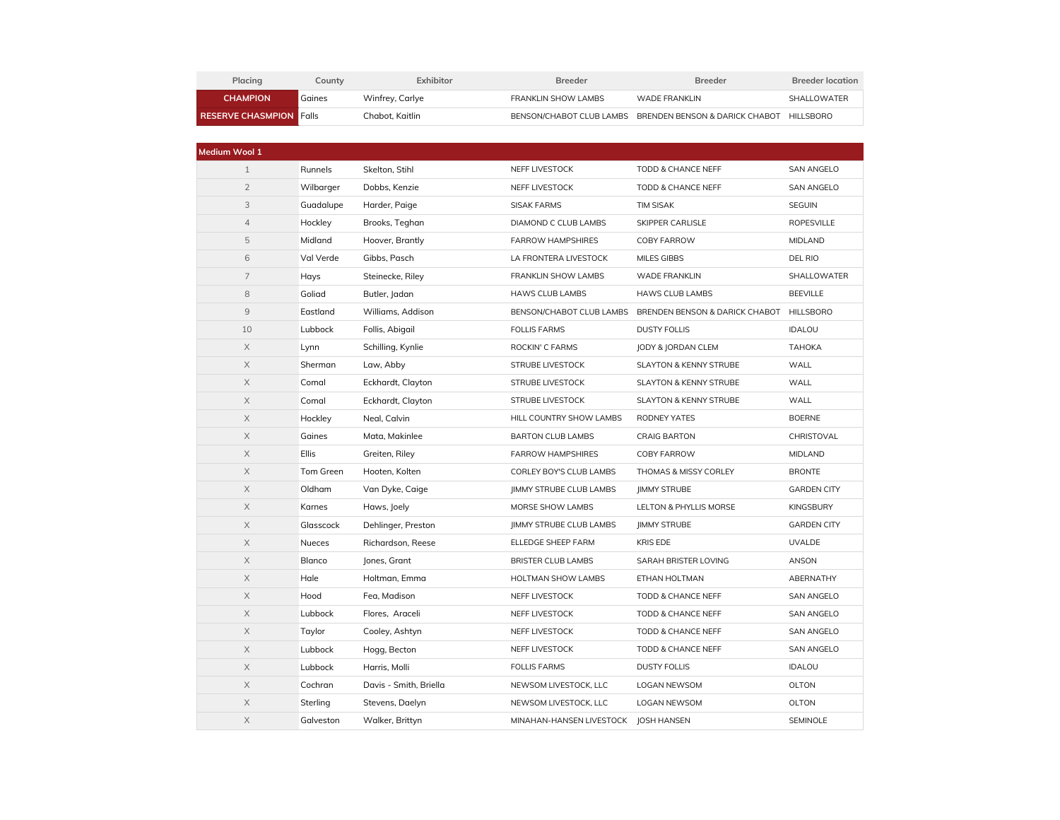| Placing | County | Exhibitor | Breeder | Breeder | Breeder location |
|---|---|---|---|---|---|
| CHAMPION | Gaines | Winfrey, Carlye | FRANKLIN SHOW LAMBS | WADE FRANKLIN | SHALLOWATER |
| RESERVE CHASMPION | Falls | Chabot, Kaitlin | BENSON/CHABOT CLUB LAMBS | BRENDEN BENSON & DARICK CHABOT | HILLSBORO |

| Medium Wool 1 | | | | | |
|---|---|---|---|---|---|
| 1 | Runnels | Skelton, Stihl | NEFF LIVESTOCK | TODD & CHANCE NEFF | SAN ANGELO |
| 2 | Wilbarger | Dobbs, Kenzie | NEFF LIVESTOCK | TODD & CHANCE NEFF | SAN ANGELO |
| 3 | Guadalupe | Harder, Paige | SISAK FARMS | TIM SISAK | SEGUIN |
| 4 | Hockley | Brooks, Teghan | DIAMOND C CLUB LAMBS | SKIPPER CARLISLE | ROPESVILLE |
| 5 | Midland | Hoover, Brantly | FARROW HAMPSHIRES | COBY FARROW | MIDLAND |
| 6 | Val Verde | Gibbs, Pasch | LA FRONTERA LIVESTOCK | MILES GIBBS | DEL RIO |
| 7 | Hays | Steinecke, Riley | FRANKLIN SHOW LAMBS | WADE FRANKLIN | SHALLOWATER |
| 8 | Goliad | Butler, Jadan | HAWS CLUB LAMBS | HAWS CLUB LAMBS | BEEVILLE |
| 9 | Eastland | Williams, Addison | BENSON/CHABOT CLUB LAMBS | BRENDEN BENSON & DARICK CHABOT | HILLSBORO |
| 10 | Lubbock | Follis, Abigail | FOLLIS FARMS | DUSTY FOLLIS | IDALOU |
| X | Lynn | Schilling, Kynlie | ROCKIN' C FARMS | JODY & JORDAN CLEM | TAHOKA |
| X | Sherman | Law, Abby | STRUBE LIVESTOCK | SLAYTON & KENNY STRUBE | WALL |
| X | Comal | Eckhardt, Clayton | STRUBE LIVESTOCK | SLAYTON & KENNY STRUBE | WALL |
| X | Comal | Eckhardt, Clayton | STRUBE LIVESTOCK | SLAYTON & KENNY STRUBE | WALL |
| X | Hockley | Neal, Calvin | HILL COUNTRY SHOW LAMBS | RODNEY YATES | BOERNE |
| X | Gaines | Mata, Makinlee | BARTON CLUB LAMBS | CRAIG BARTON | CHRISTOVAL |
| X | Ellis | Greiten, Riley | FARROW HAMPSHIRES | COBY FARROW | MIDLAND |
| X | Tom Green | Hooten, Kolten | CORLEY BOY'S CLUB LAMBS | THOMAS & MISSY CORLEY | BRONTE |
| X | Oldham | Van Dyke, Caige | JIMMY STRUBE CLUB LAMBS | JIMMY STRUBE | GARDEN CITY |
| X | Karnes | Haws, Joely | MORSE SHOW LAMBS | LELTON & PHYLLIS MORSE | KINGSBURY |
| X | Glasscock | Dehlinger, Preston | JIMMY STRUBE CLUB LAMBS | JIMMY STRUBE | GARDEN CITY |
| X | Nueces | Richardson, Reese | ELLEDGE SHEEP FARM | KRIS EDE | UVALDE |
| X | Blanco | Jones, Grant | BRISTER CLUB LAMBS | SARAH BRISTER LOVING | ANSON |
| X | Hale | Holtman, Emma | HOLTMAN SHOW LAMBS | ETHAN HOLTMAN | ABERNATHY |
| X | Hood | Fea, Madison | NEFF LIVESTOCK | TODD & CHANCE NEFF | SAN ANGELO |
| X | Lubbock | Flores, Araceli | NEFF LIVESTOCK | TODD & CHANCE NEFF | SAN ANGELO |
| X | Taylor | Cooley, Ashtyn | NEFF LIVESTOCK | TODD & CHANCE NEFF | SAN ANGELO |
| X | Lubbock | Hogg, Becton | NEFF LIVESTOCK | TODD & CHANCE NEFF | SAN ANGELO |
| X | Lubbock | Harris, Molli | FOLLIS FARMS | DUSTY FOLLIS | IDALOU |
| X | Cochran | Davis - Smith, Briella | NEWSOM LIVESTOCK, LLC | LOGAN NEWSOM | OLTON |
| X | Sterling | Stevens, Daelyn | NEWSOM LIVESTOCK, LLC | LOGAN NEWSOM | OLTON |
| X | Galveston | Walker, Brittyn | MINAHAN-HANSEN LIVESTOCK | JOSH HANSEN | SEMINOLE |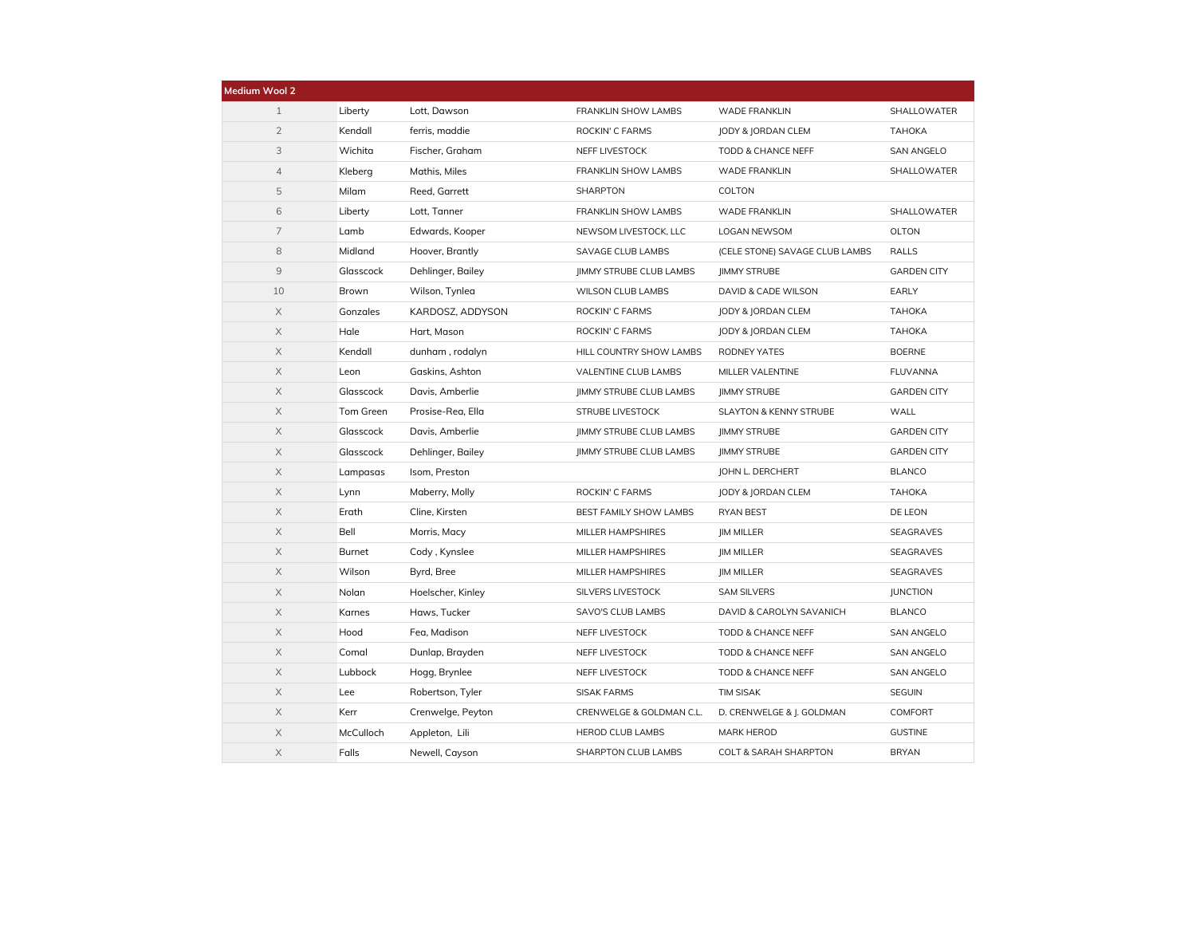| Medium Wool 2 | | | | | |
|---|---|---|---|---|---|
| 1 | Liberty | Lott, Dawson | FRANKLIN SHOW LAMBS | WADE FRANKLIN | SHALLOWATER |
| 2 | Kendall | ferris, maddie | ROCKIN' C FARMS | JODY & JORDAN CLEM | TAHOKA |
| 3 | Wichita | Fischer, Graham | NEFF LIVESTOCK | TODD & CHANCE NEFF | SAN ANGELO |
| 4 | Kleberg | Mathis, Miles | FRANKLIN SHOW LAMBS | WADE FRANKLIN | SHALLOWATER |
| 5 | Milam | Reed, Garrett | SHARPTON | COLTON | |
| 6 | Liberty | Lott, Tanner | FRANKLIN SHOW LAMBS | WADE FRANKLIN | SHALLOWATER |
| 7 | Lamb | Edwards, Kooper | NEWSOM LIVESTOCK, LLC | LOGAN NEWSOM | OLTON |
| 8 | Midland | Hoover, Brantly | SAVAGE CLUB LAMBS | (CELE STONE) SAVAGE CLUB LAMBS | RALLS |
| 9 | Glasscock | Dehlinger, Bailey | JIMMY STRUBE CLUB LAMBS | JIMMY STRUBE | GARDEN CITY |
| 10 | Brown | Wilson, Tynlea | WILSON CLUB LAMBS | DAVID & CADE WILSON | EARLY |
| X | Gonzales | KARDOSZ, ADDYSON | ROCKIN' C FARMS | JODY & JORDAN CLEM | TAHOKA |
| X | Hale | Hart, Mason | ROCKIN' C FARMS | JODY & JORDAN CLEM | TAHOKA |
| X | Kendall | dunham , rodalyn | HILL COUNTRY SHOW LAMBS | RODNEY YATES | BOERNE |
| X | Leon | Gaskins, Ashton | VALENTINE CLUB LAMBS | MILLER VALENTINE | FLUVANNA |
| X | Glasscock | Davis, Amberlie | JIMMY STRUBE CLUB LAMBS | JIMMY STRUBE | GARDEN CITY |
| X | Tom Green | Prosise-Rea, Ella | STRUBE LIVESTOCK | SLAYTON & KENNY STRUBE | WALL |
| X | Glasscock | Davis, Amberlie | JIMMY STRUBE CLUB LAMBS | JIMMY STRUBE | GARDEN CITY |
| X | Glasscock | Dehlinger, Bailey | JIMMY STRUBE CLUB LAMBS | JIMMY STRUBE | GARDEN CITY |
| X | Lampasas | Isom, Preston | | JOHN L. DERCHERT | BLANCO |
| X | Lynn | Maberry, Molly | ROCKIN' C FARMS | JODY & JORDAN CLEM | TAHOKA |
| X | Erath | Cline, Kirsten | BEST FAMILY SHOW LAMBS | RYAN BEST | DE LEON |
| X | Bell | Morris, Macy | MILLER HAMPSHIRES | JIM MILLER | SEAGRAVES |
| X | Burnet | Cody , Kynslee | MILLER HAMPSHIRES | JIM MILLER | SEAGRAVES |
| X | Wilson | Byrd, Bree | MILLER HAMPSHIRES | JIM MILLER | SEAGRAVES |
| X | Nolan | Hoelscher, Kinley | SILVERS LIVESTOCK | SAM SILVERS | JUNCTION |
| X | Karnes | Haws, Tucker | SAVO'S CLUB LAMBS | DAVID & CAROLYN SAVANICH | BLANCO |
| X | Hood | Fea, Madison | NEFF LIVESTOCK | TODD & CHANCE NEFF | SAN ANGELO |
| X | Comal | Dunlap, Brayden | NEFF LIVESTOCK | TODD & CHANCE NEFF | SAN ANGELO |
| X | Lubbock | Hogg, Brynlee | NEFF LIVESTOCK | TODD & CHANCE NEFF | SAN ANGELO |
| X | Lee | Robertson, Tyler | SISAK FARMS | TIM SISAK | SEGUIN |
| X | Kerr | Crenwelge, Peyton | CRENWELGE & GOLDMAN C.L. | D. CRENWELGE & J. GOLDMAN | COMFORT |
| X | McCulloch | Appleton, Lili | HEROD CLUB LAMBS | MARK HEROD | GUSTINE |
| X | Falls | Newell, Cayson | SHARPTON CLUB LAMBS | COLT & SARAH SHARPTON | BRYAN |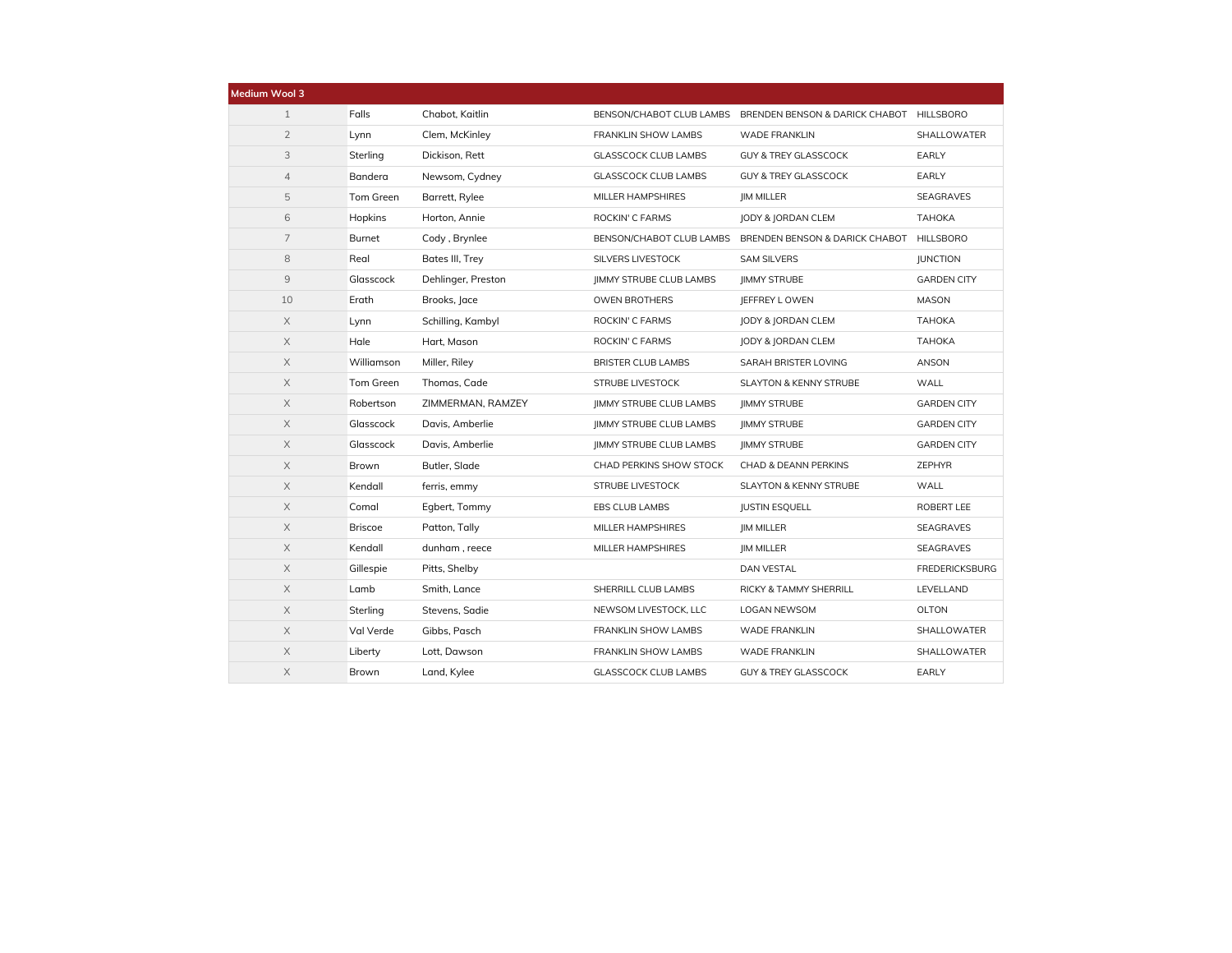| Medium Wool 3 | | | | | |
|---|---|---|---|---|---|
| 1 | Falls | Chabot, Kaitlin | BENSON/CHABOT CLUB LAMBS | BRENDEN BENSON & DARICK CHABOT | HILLSBORO |
| 2 | Lynn | Clem, McKinley | FRANKLIN SHOW LAMBS | WADE FRANKLIN | SHALLOWATER |
| 3 | Sterling | Dickison, Rett | GLASSCOCK CLUB LAMBS | GUY & TREY GLASSCOCK | EARLY |
| 4 | Bandera | Newsom, Cydney | GLASSCOCK CLUB LAMBS | GUY & TREY GLASSCOCK | EARLY |
| 5 | Tom Green | Barrett, Rylee | MILLER HAMPSHIRES | JIM MILLER | SEAGRAVES |
| 6 | Hopkins | Horton, Annie | ROCKIN' C FARMS | JODY & JORDAN CLEM | TAHOKA |
| 7 | Burnet | Cody , Brynlee | BENSON/CHABOT CLUB LAMBS | BRENDEN BENSON & DARICK CHABOT | HILLSBORO |
| 8 | Real | Bates III, Trey | SILVERS LIVESTOCK | SAM SILVERS | JUNCTION |
| 9 | Glasscock | Dehlinger, Preston | JIMMY STRUBE CLUB LAMBS | JIMMY STRUBE | GARDEN CITY |
| 10 | Erath | Brooks, Jace | OWEN BROTHERS | JEFFREY L OWEN | MASON |
| X | Lynn | Schilling, Kambyl | ROCKIN' C FARMS | JODY & JORDAN CLEM | TAHOKA |
| X | Hale | Hart, Mason | ROCKIN' C FARMS | JODY & JORDAN CLEM | TAHOKA |
| X | Williamson | Miller, Riley | BRISTER CLUB LAMBS | SARAH BRISTER LOVING | ANSON |
| X | Tom Green | Thomas, Cade | STRUBE LIVESTOCK | SLAYTON & KENNY STRUBE | WALL |
| X | Robertson | ZIMMERMAN, RAMZEY | JIMMY STRUBE CLUB LAMBS | JIMMY STRUBE | GARDEN CITY |
| X | Glasscock | Davis, Amberlie | JIMMY STRUBE CLUB LAMBS | JIMMY STRUBE | GARDEN CITY |
| X | Glasscock | Davis, Amberlie | JIMMY STRUBE CLUB LAMBS | JIMMY STRUBE | GARDEN CITY |
| X | Brown | Butler, Slade | CHAD PERKINS SHOW STOCK | CHAD & DEANN PERKINS | ZEPHYR |
| X | Kendall | ferris, emmy | STRUBE LIVESTOCK | SLAYTON & KENNY STRUBE | WALL |
| X | Comal | Egbert, Tommy | EBS CLUB LAMBS | JUSTIN ESQUELL | ROBERT LEE |
| X | Briscoe | Patton, Tally | MILLER HAMPSHIRES | JIM MILLER | SEAGRAVES |
| X | Kendall | dunham , reece | MILLER HAMPSHIRES | JIM MILLER | SEAGRAVES |
| X | Gillespie | Pitts, Shelby | | DAN VESTAL | FREDERICKSBURG |
| X | Lamb | Smith, Lance | SHERRILL CLUB LAMBS | RICKY & TAMMY SHERRILL | LEVELLAND |
| X | Sterling | Stevens, Sadie | NEWSOM LIVESTOCK, LLC | LOGAN NEWSOM | OLTON |
| X | Val Verde | Gibbs, Pasch | FRANKLIN SHOW LAMBS | WADE FRANKLIN | SHALLOWATER |
| X | Liberty | Lott, Dawson | FRANKLIN SHOW LAMBS | WADE FRANKLIN | SHALLOWATER |
| X | Brown | Land, Kylee | GLASSCOCK CLUB LAMBS | GUY & TREY GLASSCOCK | EARLY |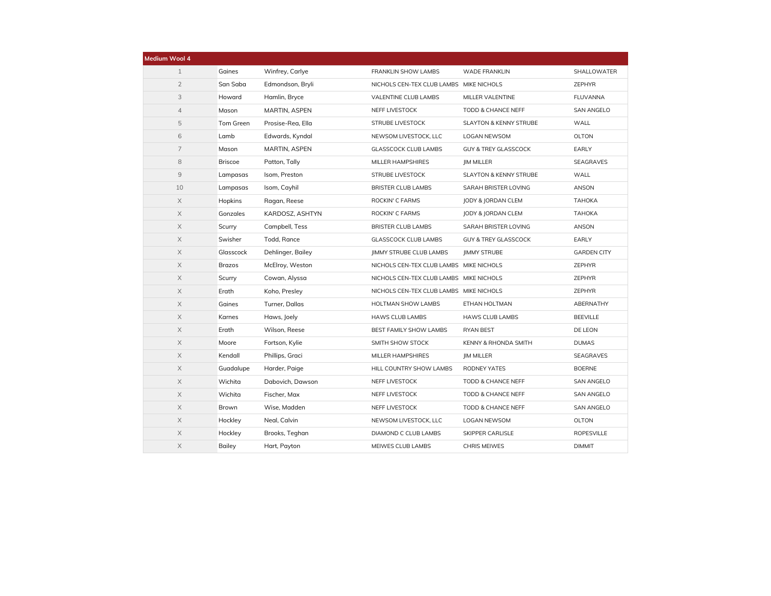| Medium Wool 4 | | | | | |
|---|---|---|---|---|---|
| 1 | Gaines | Winfrey, Carlye | FRANKLIN SHOW LAMBS | WADE FRANKLIN | SHALLOWATER |
| 2 | San Saba | Edmondson, Bryli | NICHOLS CEN-TEX CLUB LAMBS | MIKE NICHOLS | ZEPHYR |
| 3 | Howard | Hamlin, Bryce | VALENTINE CLUB LAMBS | MILLER VALENTINE | FLUVANNA |
| 4 | Mason | MARTIN, ASPEN | NEFF LIVESTOCK | TODD & CHANCE NEFF | SAN ANGELO |
| 5 | Tom Green | Prosise-Rea, Ella | STRUBE LIVESTOCK | SLAYTON & KENNY STRUBE | WALL |
| 6 | Lamb | Edwards, Kyndal | NEWSOM LIVESTOCK, LLC | LOGAN NEWSOM | OLTON |
| 7 | Mason | MARTIN, ASPEN | GLASSCOCK CLUB LAMBS | GUY & TREY GLASSCOCK | EARLY |
| 8 | Briscoe | Patton, Tally | MILLER HAMPSHIRES | JIM MILLER | SEAGRAVES |
| 9 | Lampasas | Isom, Preston | STRUBE LIVESTOCK | SLAYTON & KENNY STRUBE | WALL |
| 10 | Lampasas | Isom, Cayhil | BRISTER CLUB LAMBS | SARAH BRISTER LOVING | ANSON |
| X | Hopkins | Ragan, Reese | ROCKIN' C FARMS | JODY & JORDAN CLEM | TAHOKA |
| X | Gonzales | KARDOSZ, ASHTYN | ROCKIN' C FARMS | JODY & JORDAN CLEM | TAHOKA |
| X | Scurry | Campbell, Tess | BRISTER CLUB LAMBS | SARAH BRISTER LOVING | ANSON |
| X | Swisher | Todd, Rance | GLASSCOCK CLUB LAMBS | GUY & TREY GLASSCOCK | EARLY |
| X | Glasscock | Dehlinger, Bailey | JIMMY STRUBE CLUB LAMBS | JIMMY STRUBE | GARDEN CITY |
| X | Brazos | McElroy, Weston | NICHOLS CEN-TEX CLUB LAMBS | MIKE NICHOLS | ZEPHYR |
| X | Scurry | Cowan, Alyssa | NICHOLS CEN-TEX CLUB LAMBS | MIKE NICHOLS | ZEPHYR |
| X | Erath | Koho, Presley | NICHOLS CEN-TEX CLUB LAMBS | MIKE NICHOLS | ZEPHYR |
| X | Gaines | Turner, Dallas | HOLTMAN SHOW LAMBS | ETHAN HOLTMAN | ABERNATHY |
| X | Karnes | Haws, Joely | HAWS CLUB LAMBS | HAWS CLUB LAMBS | BEEVILLE |
| X | Erath | Wilson, Reese | BEST FAMILY SHOW LAMBS | RYAN BEST | DE LEON |
| X | Moore | Fortson, Kylie | SMITH SHOW STOCK | KENNY & RHONDA SMITH | DUMAS |
| X | Kendall | Phillips, Graci | MILLER HAMPSHIRES | JIM MILLER | SEAGRAVES |
| X | Guadalupe | Harder, Paige | HILL COUNTRY SHOW LAMBS | RODNEY YATES | BOERNE |
| X | Wichita | Dabovich, Dawson | NEFF LIVESTOCK | TODD & CHANCE NEFF | SAN ANGELO |
| X | Wichita | Fischer, Max | NEFF LIVESTOCK | TODD & CHANCE NEFF | SAN ANGELO |
| X | Brown | Wise, Madden | NEFF LIVESTOCK | TODD & CHANCE NEFF | SAN ANGELO |
| X | Hockley | Neal, Calvin | NEWSOM LIVESTOCK, LLC | LOGAN NEWSOM | OLTON |
| X | Hockley | Brooks, Teghan | DIAMOND C CLUB LAMBS | SKIPPER CARLISLE | ROPESVILLE |
| X | Bailey | Hart, Payton | MEIWES CLUB LAMBS | CHRIS MEIWES | DIMMIT |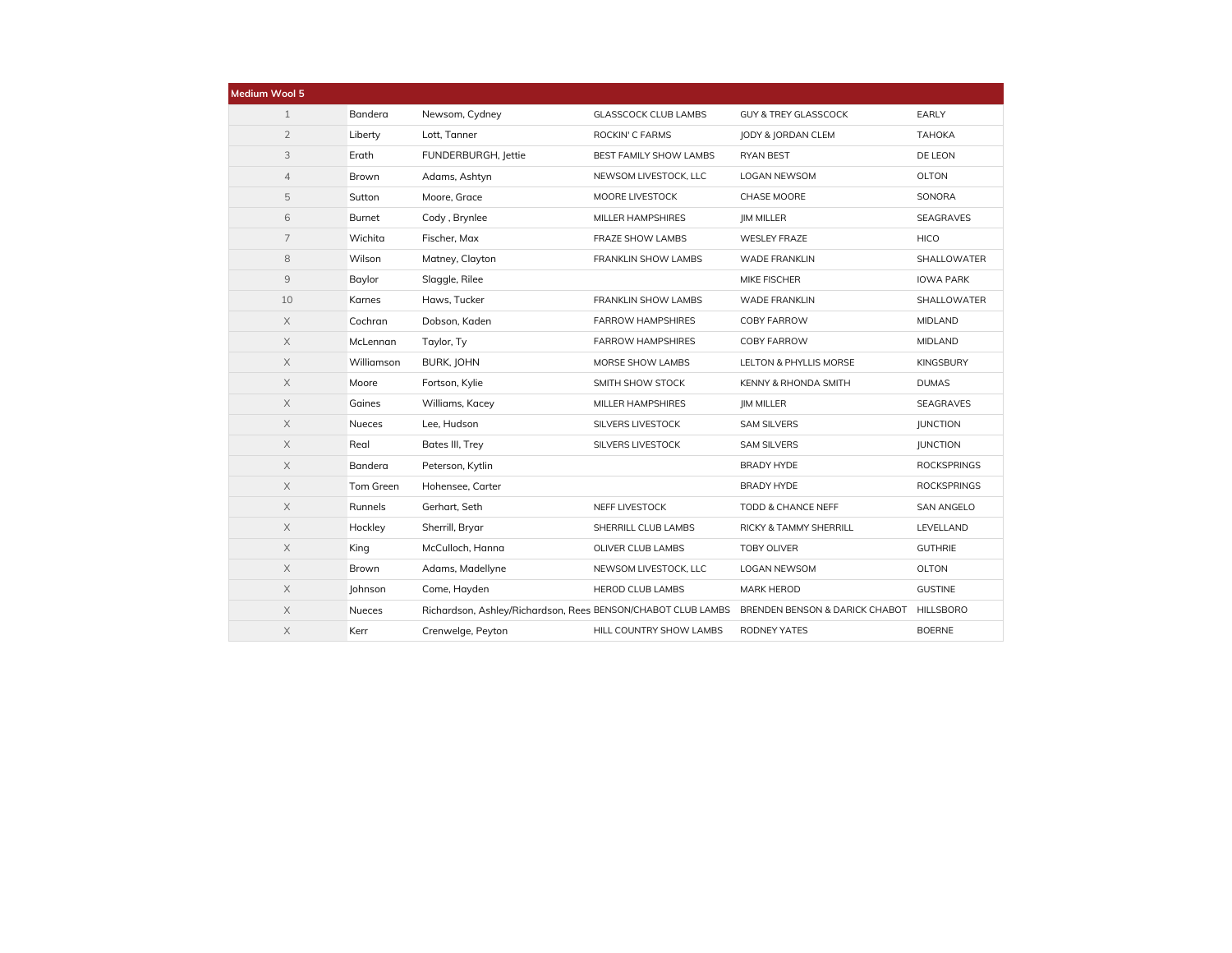## Medium Wool 5

| | | | | | |
|---|---|---|---|---|---|
| 1 | Bandera | Newsom, Cydney | GLASSCOCK CLUB LAMBS | GUY & TREY GLASSCOCK | EARLY |
| 2 | Liberty | Lott, Tanner | ROCKIN' C FARMS | JODY & JORDAN CLEM | TAHOKA |
| 3 | Erath | FUNDERBURGH, Jettie | BEST FAMILY SHOW LAMBS | RYAN BEST | DE LEON |
| 4 | Brown | Adams, Ashtyn | NEWSOM LIVESTOCK, LLC | LOGAN NEWSOM | OLTON |
| 5 | Sutton | Moore, Grace | MOORE LIVESTOCK | CHASE MOORE | SONORA |
| 6 | Burnet | Cody , Brynlee | MILLER HAMPSHIRES | JIM MILLER | SEAGRAVES |
| 7 | Wichita | Fischer, Max | FRAZE SHOW LAMBS | WESLEY FRAZE | HICO |
| 8 | Wilson | Matney, Clayton | FRANKLIN SHOW LAMBS | WADE FRANKLIN | SHALLOWATER |
| 9 | Baylor | Slaggle, Rilee | | MIKE FISCHER | IOWA PARK |
| 10 | Karnes | Haws, Tucker | FRANKLIN SHOW LAMBS | WADE FRANKLIN | SHALLOWATER |
| X | Cochran | Dobson, Kaden | FARROW HAMPSHIRES | COBY FARROW | MIDLAND |
| X | McLennan | Taylor, Ty | FARROW HAMPSHIRES | COBY FARROW | MIDLAND |
| X | Williamson | BURK, JOHN | MORSE SHOW LAMBS | LELTON & PHYLLIS MORSE | KINGSBURY |
| X | Moore | Fortson, Kylie | SMITH SHOW STOCK | KENNY & RHONDA SMITH | DUMAS |
| X | Gaines | Williams, Kacey | MILLER HAMPSHIRES | JIM MILLER | SEAGRAVES |
| X | Nueces | Lee, Hudson | SILVERS LIVESTOCK | SAM SILVERS | JUNCTION |
| X | Real | Bates III, Trey | SILVERS LIVESTOCK | SAM SILVERS | JUNCTION |
| X | Bandera | Peterson, Kytlin | | BRADY HYDE | ROCKSPRINGS |
| X | Tom Green | Hohensee, Carter | | BRADY HYDE | ROCKSPRINGS |
| X | Runnels | Gerhart, Seth | NEFF LIVESTOCK | TODD & CHANCE NEFF | SAN ANGELO |
| X | Hockley | Sherrill, Bryar | SHERRILL CLUB LAMBS | RICKY & TAMMY SHERRILL | LEVELLAND |
| X | King | McCulloch, Hanna | OLIVER CLUB LAMBS | TOBY OLIVER | GUTHRIE |
| X | Brown | Adams, Madellyne | NEWSOM LIVESTOCK, LLC | LOGAN NEWSOM | OLTON |
| X | Johnson | Come, Hayden | HEROD CLUB LAMBS | MARK HEROD | GUSTINE |
| X | Nueces | Richardson, Ashley/Richardson, Rees | BENSON/CHABOT CLUB LAMBS | BRENDEN BENSON & DARICK CHABOT | HILLSBORO |
| X | Kerr | Crenwelge, Peyton | HILL COUNTRY SHOW LAMBS | RODNEY YATES | BOERNE |